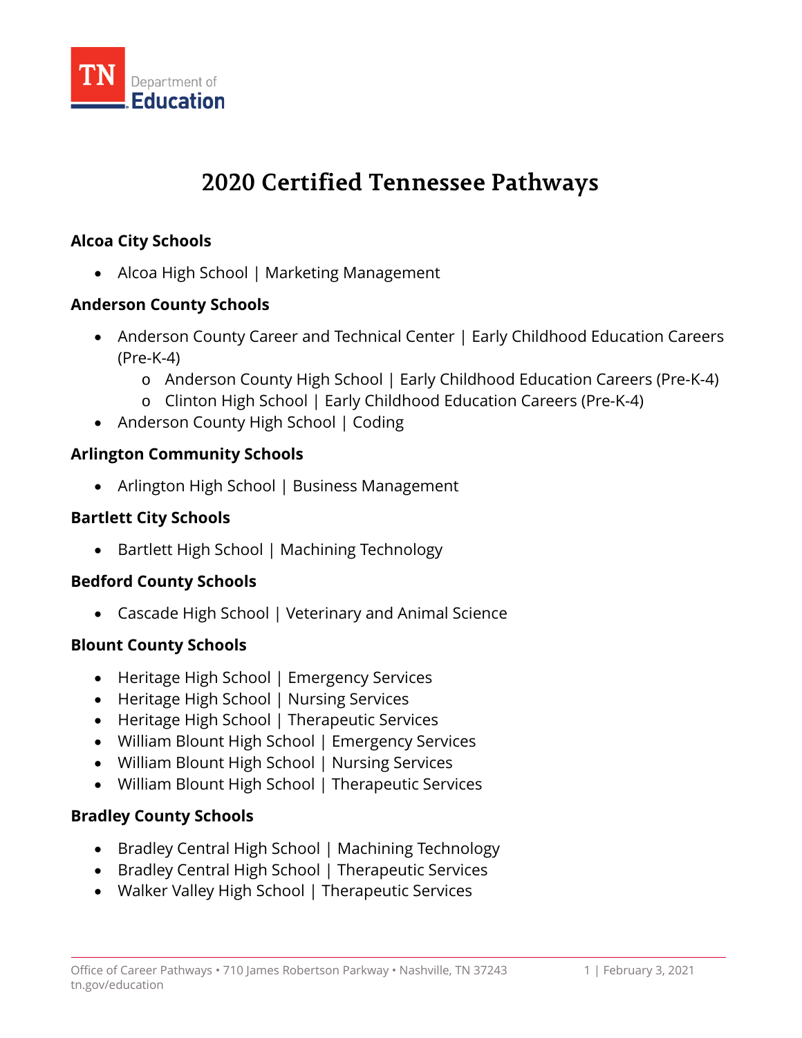TN Department of Education

# 2020 Certified Tennessee Pathways

**Alcoa City Schools**

- Alcoa High School | Marketing Management

**Anderson County Schools**

- Anderson County Career and Technical Center | Early Childhood Education Careers (Pre-K-4)
    - Anderson County High School | Early Childhood Education Careers (Pre-K-4)
    - Clinton High School | Early Childhood Education Careers (Pre-K-4)
- Anderson County High School | Coding

**Arlington Community Schools**

- Arlington High School | Business Management

**Bartlett City Schools**

- Bartlett High School | Machining Technology

**Bedford County Schools**

- Cascade High School | Veterinary and Animal Science

**Blount County Schools**

- Heritage High School | Emergency Services
- Heritage High School | Nursing Services
- Heritage High School | Therapeutic Services
- William Blount High School | Emergency Services
- William Blount High School | Nursing Services
- William Blount High School | Therapeutic Services

**Bradley County Schools**

- Bradley Central High School | Machining Technology
- Bradley Central High School | Therapeutic Services
- Walker Valley High School | Therapeutic Services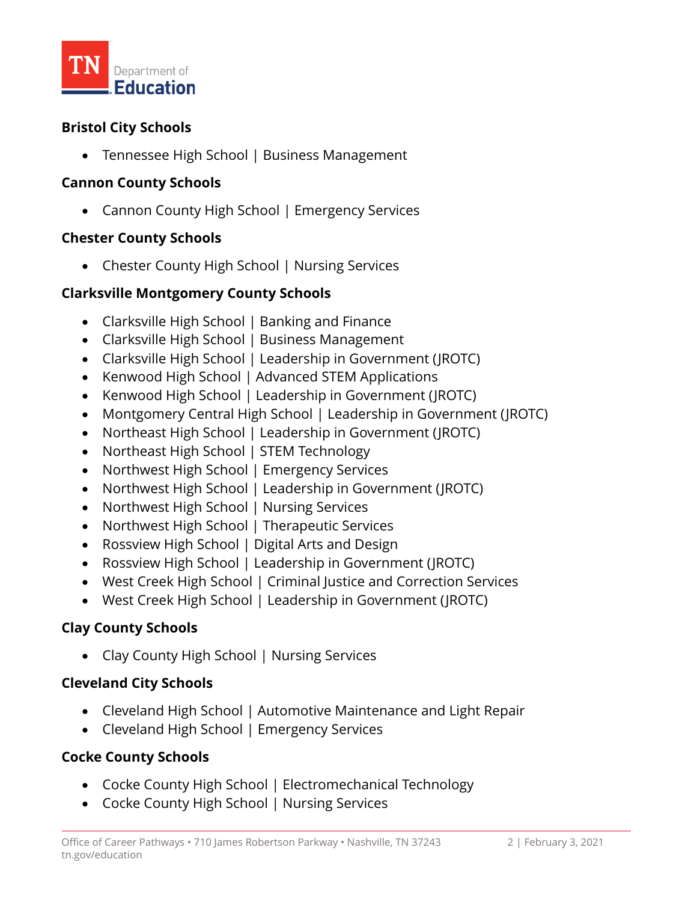**Bristol City Schools**

- Tennessee High School | Business Management

**Cannon County Schools**

- Cannon County High School | Emergency Services

**Chester County Schools**

- Chester County High School | Nursing Services

**Clarksville Montgomery County Schools**

- Clarksville High School | Banking and Finance
- Clarksville High School | Business Management
- Clarksville High School | Leadership in Government (JROTC)
- Kenwood High School | Advanced STEM Applications
- Kenwood High School | Leadership in Government (JROTC)
- Montgomery Central High School | Leadership in Government (JROTC)
- Northeast High School | Leadership in Government (JROTC)
- Northeast High School | STEM Technology
- Northwest High School | Emergency Services
- Northwest High School | Leadership in Government (JROTC)
- Northwest High School | Nursing Services
- Northwest High School | Therapeutic Services
- Rossview High School | Digital Arts and Design
- Rossview High School | Leadership in Government (JROTC)
- West Creek High School | Criminal Justice and Correction Services
- West Creek High School | Leadership in Government (JROTC)

**Clay County Schools**

- Clay County High School | Nursing Services

**Cleveland City Schools**

- Cleveland High School | Automotive Maintenance and Light Repair
- Cleveland High School | Emergency Services

**Cocke County Schools**

- Cocke County High School | Electromechanical Technology
- Cocke County High School | Nursing Services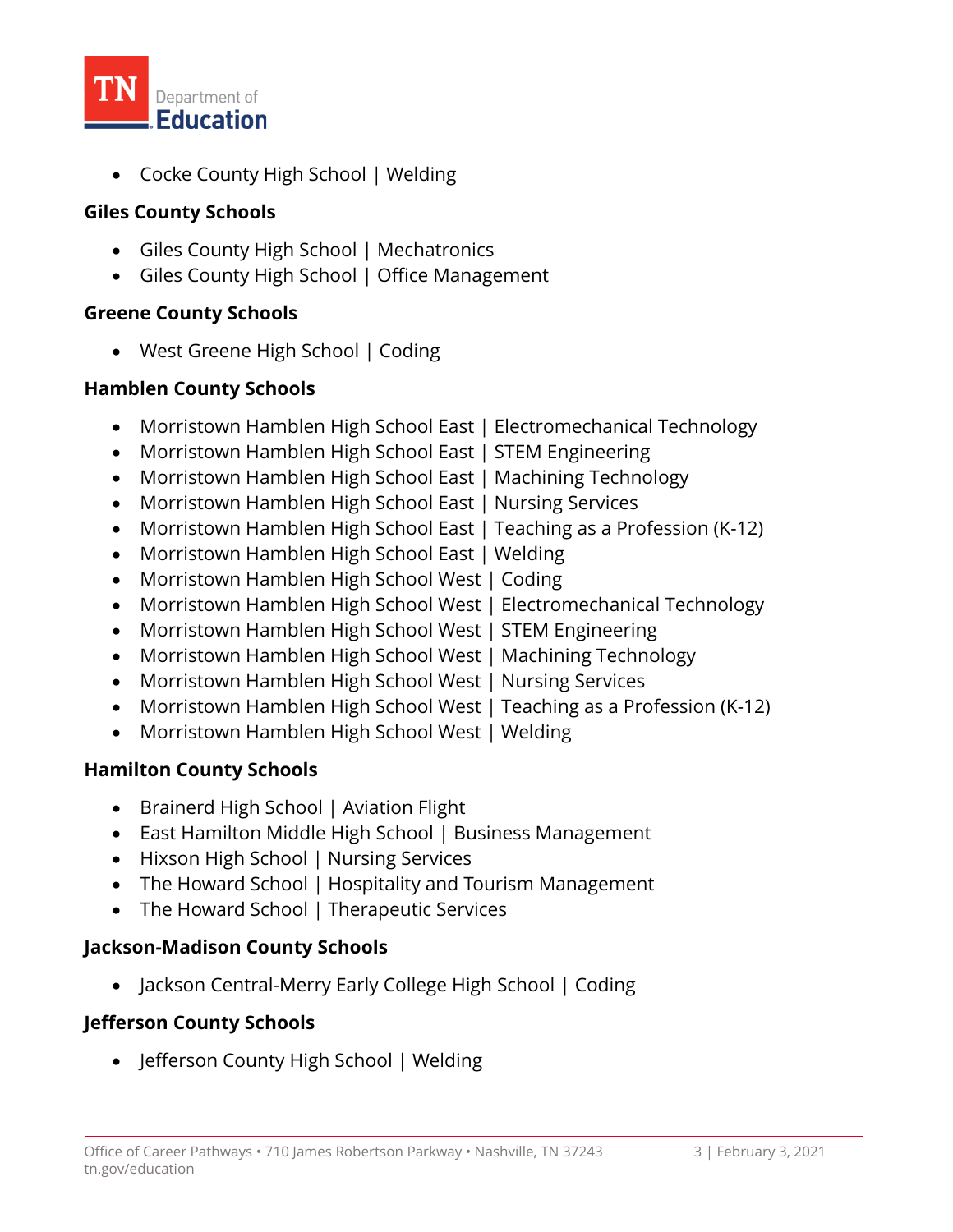- Cocke County High School | Welding

**Giles County Schools**

- Giles County High School | Mechatronics
- Giles County High School | Office Management

**Greene County Schools**

- West Greene High School | Coding

**Hamblen County Schools**

- Morristown Hamblen High School East | Electromechanical Technology
- Morristown Hamblen High School East | STEM Engineering
- Morristown Hamblen High School East | Machining Technology
- Morristown Hamblen High School East | Nursing Services
- Morristown Hamblen High School East | Teaching as a Profession (K-12)
- Morristown Hamblen High School East | Welding
- Morristown Hamblen High School West | Coding
- Morristown Hamblen High School West | Electromechanical Technology
- Morristown Hamblen High School West | STEM Engineering
- Morristown Hamblen High School West | Machining Technology
- Morristown Hamblen High School West | Nursing Services
- Morristown Hamblen High School West | Teaching as a Profession (K-12)
- Morristown Hamblen High School West | Welding

**Hamilton County Schools**

- Brainerd High School | Aviation Flight
- East Hamilton Middle High School | Business Management
- Hixson High School | Nursing Services
- The Howard School | Hospitality and Tourism Management
- The Howard School | Therapeutic Services

**Jackson-Madison County Schools**

- Jackson Central-Merry Early College High School | Coding

**Jefferson County Schools**

- Jefferson County High School | Welding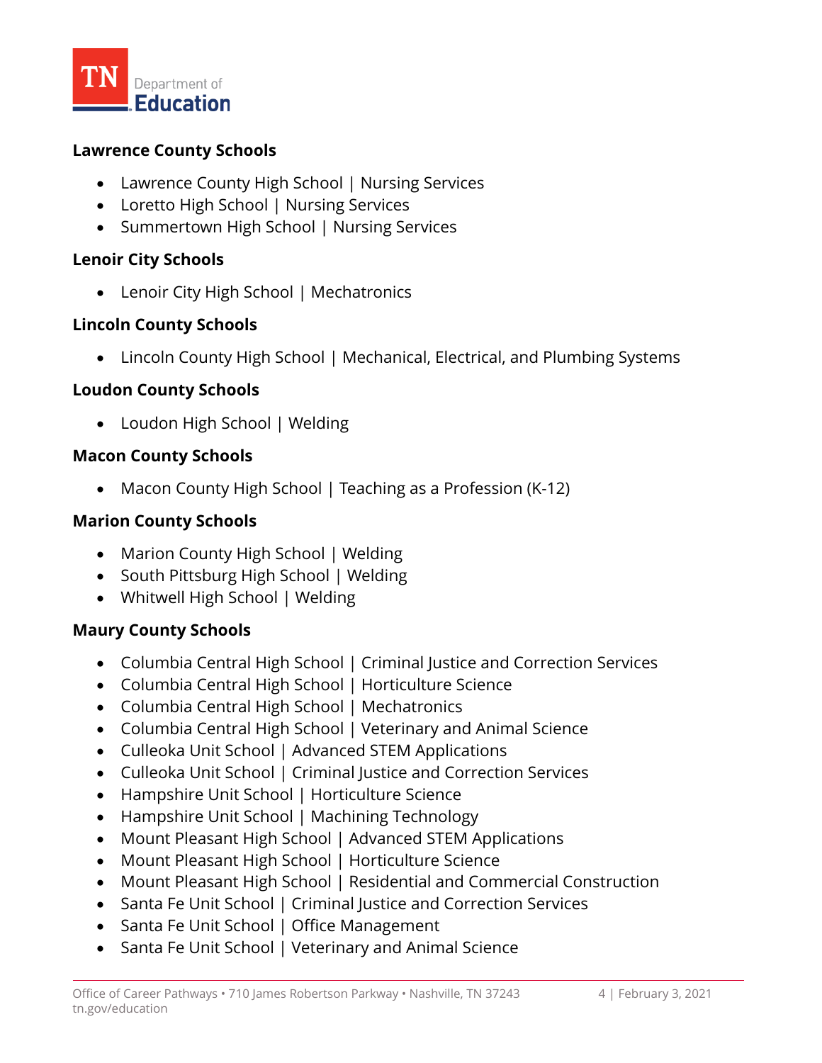**Lawrence County Schools**

- Lawrence County High School | Nursing Services
- Loretto High School | Nursing Services
- Summertown High School | Nursing Services

**Lenoir City Schools**

- Lenoir City High School | Mechatronics

**Lincoln County Schools**

- Lincoln County High School | Mechanical, Electrical, and Plumbing Systems

**Loudon County Schools**

- Loudon High School | Welding

**Macon County Schools**

- Macon County High School | Teaching as a Profession (K-12)

**Marion County Schools**

- Marion County High School | Welding
- South Pittsburg High School | Welding
- Whitwell High School | Welding

**Maury County Schools**

- Columbia Central High School | Criminal Justice and Correction Services
- Columbia Central High School | Horticulture Science
- Columbia Central High School | Mechatronics
- Columbia Central High School | Veterinary and Animal Science
- Culleoka Unit School | Advanced STEM Applications
- Culleoka Unit School | Criminal Justice and Correction Services
- Hampshire Unit School | Horticulture Science
- Hampshire Unit School | Machining Technology
- Mount Pleasant High School | Advanced STEM Applications
- Mount Pleasant High School | Horticulture Science
- Mount Pleasant High School | Residential and Commercial Construction
- Santa Fe Unit School | Criminal Justice and Correction Services
- Santa Fe Unit School | Office Management
- Santa Fe Unit School | Veterinary and Animal Science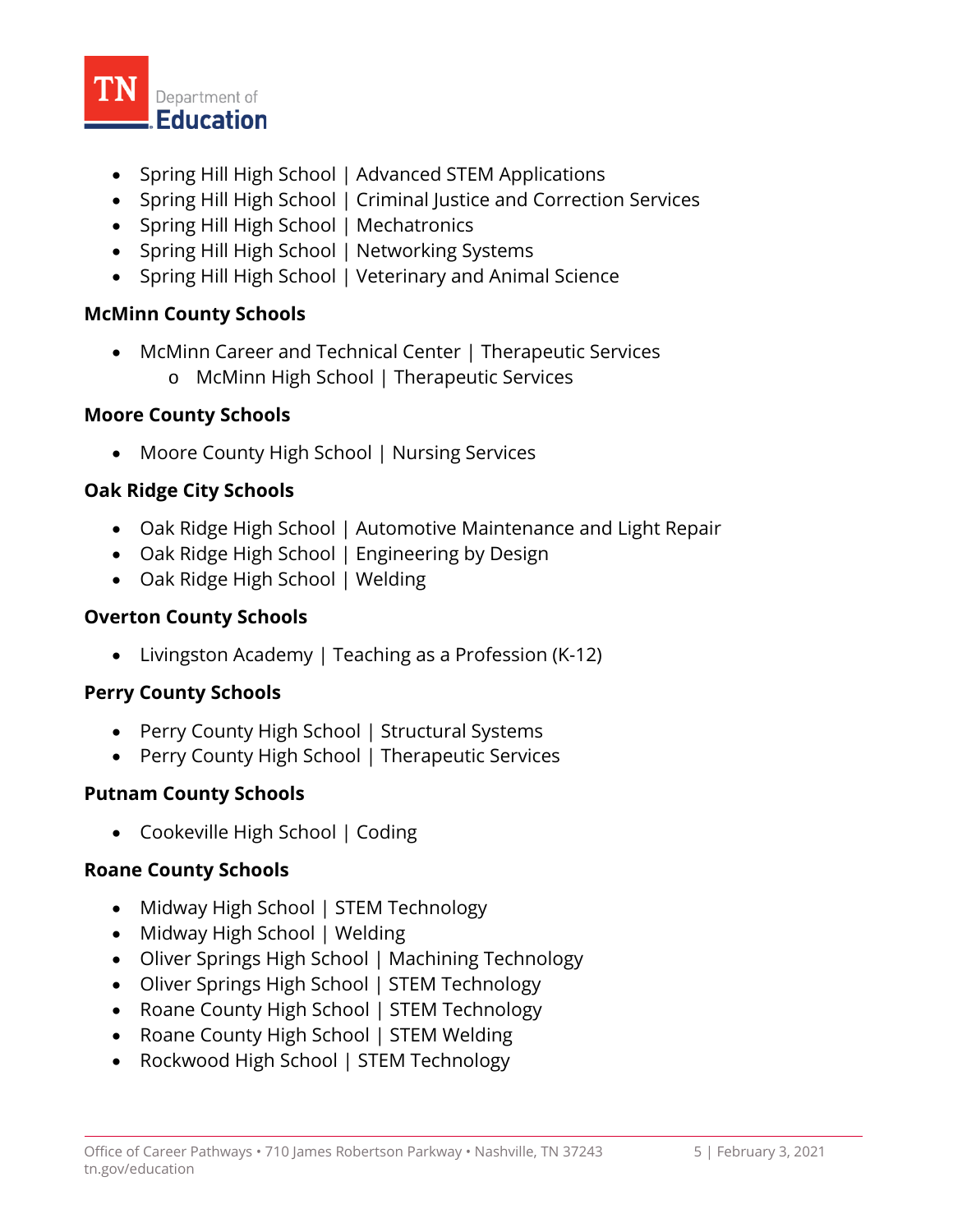- Spring Hill High School | Advanced STEM Applications
- Spring Hill High School | Criminal Justice and Correction Services
- Spring Hill High School | Mechatronics
- Spring Hill High School | Networking Systems
- Spring Hill High School | Veterinary and Animal Science

**McMinn County Schools**

- McMinn Career and Technical Center | Therapeutic Services
  - McMinn High School | Therapeutic Services

**Moore County Schools**

- Moore County High School | Nursing Services

**Oak Ridge City Schools**

- Oak Ridge High School | Automotive Maintenance and Light Repair
- Oak Ridge High School | Engineering by Design
- Oak Ridge High School | Welding

**Overton County Schools**

- Livingston Academy | Teaching as a Profession (K-12)

**Perry County Schools**

- Perry County High School | Structural Systems
- Perry County High School | Therapeutic Services

**Putnam County Schools**

- Cookeville High School | Coding

**Roane County Schools**

- Midway High School | STEM Technology
- Midway High School | Welding
- Oliver Springs High School | Machining Technology
- Oliver Springs High School | STEM Technology
- Roane County High School | STEM Technology
- Roane County High School | STEM Welding
- Rockwood High School | STEM Technology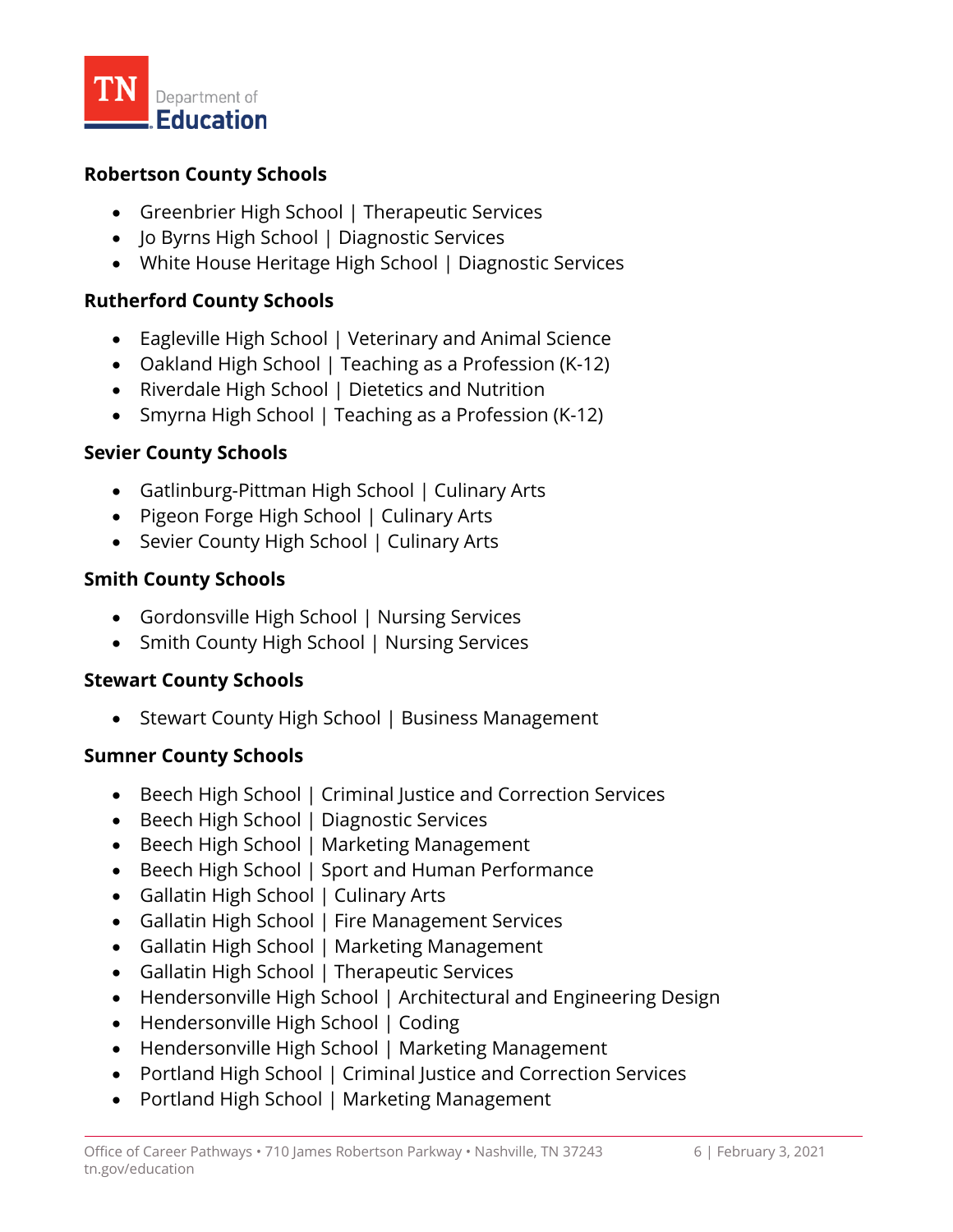**Robertson County Schools**

- Greenbrier High School | Therapeutic Services
- Jo Byrns High School | Diagnostic Services
- White House Heritage High School | Diagnostic Services

**Rutherford County Schools**

- Eagleville High School | Veterinary and Animal Science
- Oakland High School | Teaching as a Profession (K-12)
- Riverdale High School | Dietetics and Nutrition
- Smyrna High School | Teaching as a Profession (K-12)

**Sevier County Schools**

- Gatlinburg-Pittman High School | Culinary Arts
- Pigeon Forge High School | Culinary Arts
- Sevier County High School | Culinary Arts

**Smith County Schools**

- Gordonsville High School | Nursing Services
- Smith County High School | Nursing Services

**Stewart County Schools**

- Stewart County High School | Business Management

**Sumner County Schools**

- Beech High School | Criminal Justice and Correction Services
- Beech High School | Diagnostic Services
- Beech High School | Marketing Management
- Beech High School | Sport and Human Performance
- Gallatin High School | Culinary Arts
- Gallatin High School | Fire Management Services
- Gallatin High School | Marketing Management
- Gallatin High School | Therapeutic Services
- Hendersonville High School | Architectural and Engineering Design
- Hendersonville High School | Coding
- Hendersonville High School | Marketing Management
- Portland High School | Criminal Justice and Correction Services
- Portland High School | Marketing Management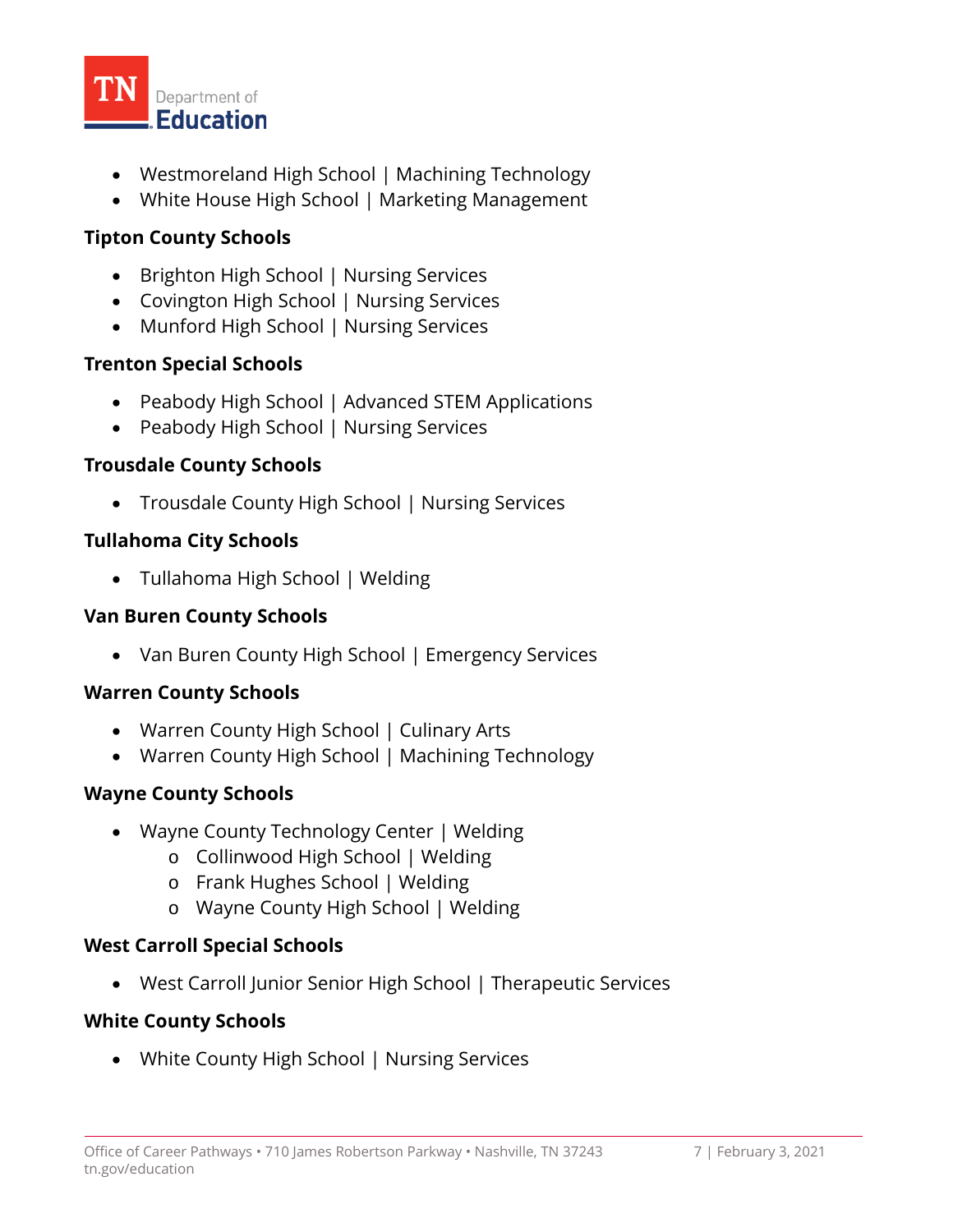- Westmoreland High School | Machining Technology
- White House High School | Marketing Management

**Tipton County Schools**

- Brighton High School | Nursing Services
- Covington High School | Nursing Services
- Munford High School | Nursing Services

**Trenton Special Schools**

- Peabody High School | Advanced STEM Applications
- Peabody High School | Nursing Services

**Trousdale County Schools**

- Trousdale County High School | Nursing Services

**Tullahoma City Schools**

- Tullahoma High School | Welding

**Van Buren County Schools**

- Van Buren County High School | Emergency Services

**Warren County Schools**

- Warren County High School | Culinary Arts
- Warren County High School | Machining Technology

**Wayne County Schools**

- Wayne County Technology Center | Welding
  - Collinwood High School | Welding
  - Frank Hughes School | Welding
  - Wayne County High School | Welding

**West Carroll Special Schools**

- West Carroll Junior Senior High School | Therapeutic Services

**White County Schools**

- White County High School | Nursing Services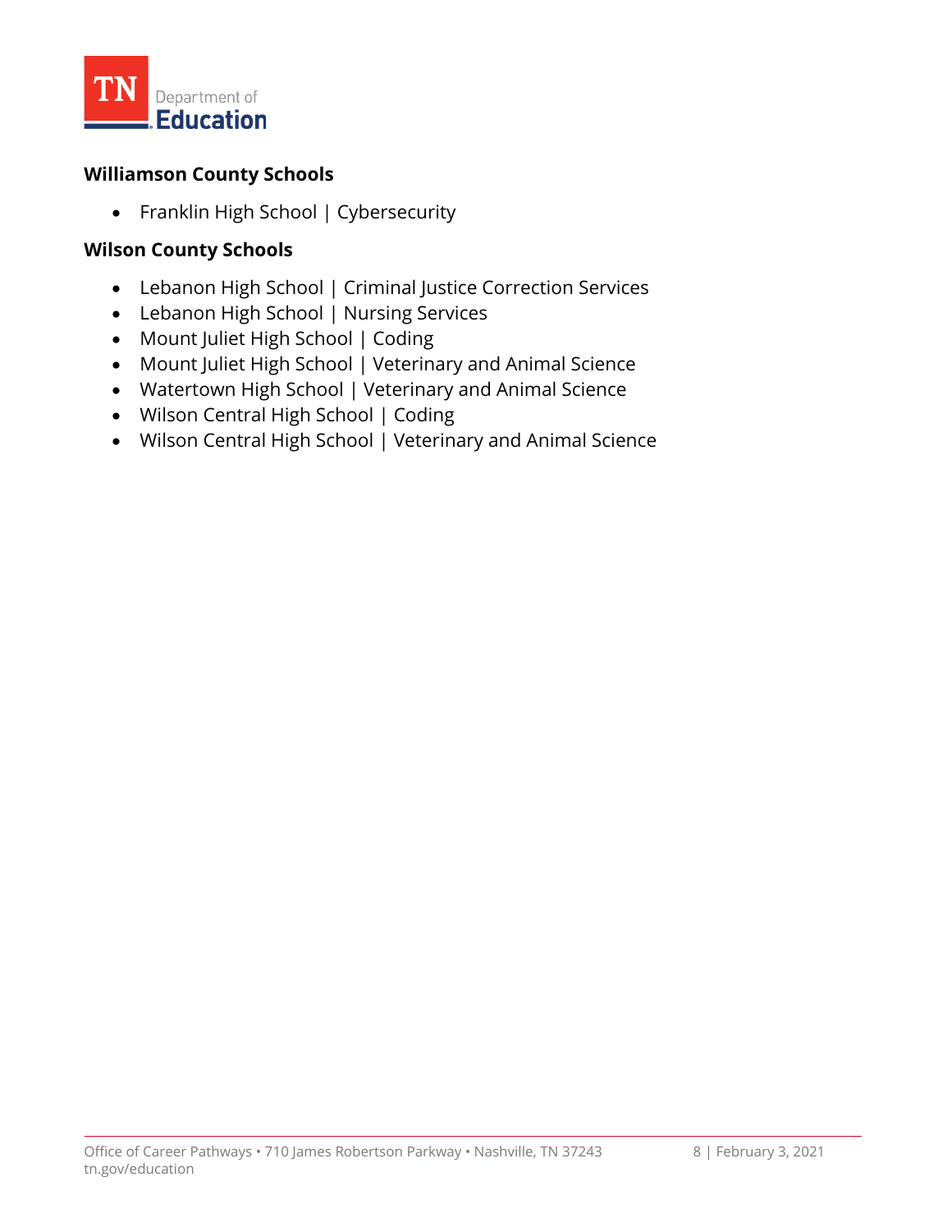**Williamson County Schools**

- Franklin High School | Cybersecurity

**Wilson County Schools**

- Lebanon High School | Criminal Justice Correction Services
- Lebanon High School | Nursing Services
- Mount Juliet High School | Coding
- Mount Juliet High School | Veterinary and Animal Science
- Watertown High School | Veterinary and Animal Science
- Wilson Central High School | Coding
- Wilson Central High School | Veterinary and Animal Science